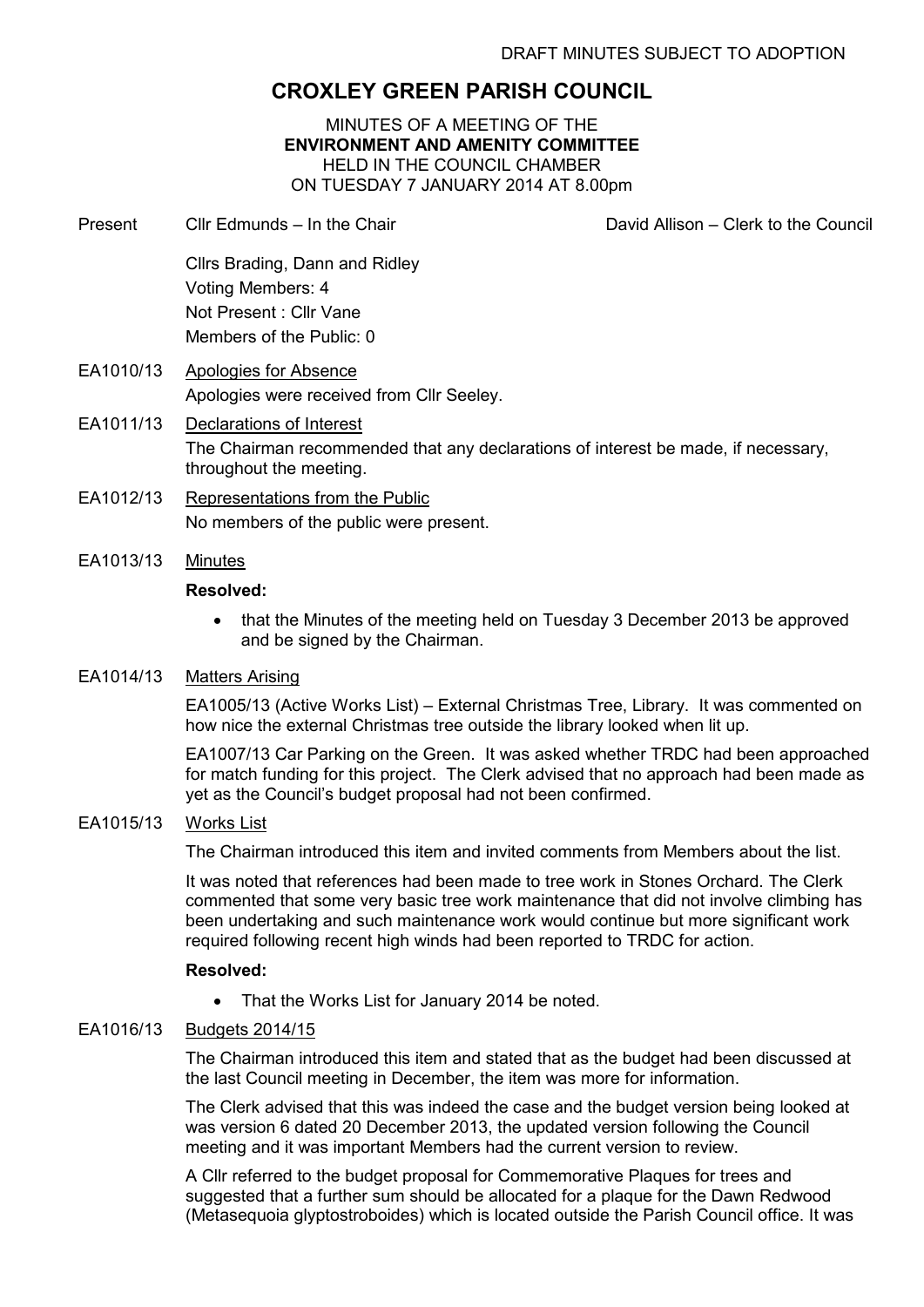DRAFT MINUTES SUBJECT TO ADOPTION

# CROXLEY GREEN PARISH COUNCIL

MINUTES OF A MEETING OF THE
**ENVIRONMENT AND AMENITY COMMITTEE**
HELD IN THE COUNCIL CHAMBER
ON TUESDAY 7 JANUARY 2014 AT 8.00pm

Present Cllr Edmunds – In the Chair David Allison – Clerk to the Council

Cllrs Brading, Dann and Ridley
Voting Members: 4
Not Present : Cllr Vane
Members of the Public: 0

EA1010/13 Apologies for Absence

Apologies were received from Cllr Seeley.

EA1011/13 Declarations of Interest

The Chairman recommended that any declarations of interest be made, if necessary, throughout the meeting.

EA1012/13 Representations from the Public

No members of the public were present.

EA1013/13 Minutes

**Resolved:**

- that the Minutes of the meeting held on Tuesday 3 December 2013 be approved and be signed by the Chairman.

EA1014/13 Matters Arising

EA1005/13 (Active Works List) – External Christmas Tree, Library. It was commented on how nice the external Christmas tree outside the library looked when lit up.

EA1007/13 Car Parking on the Green. It was asked whether TRDC had been approached for match funding for this project. The Clerk advised that no approach had been made as yet as the Council's budget proposal had not been confirmed.

EA1015/13 Works List

The Chairman introduced this item and invited comments from Members about the list.

It was noted that references had been made to tree work in Stones Orchard. The Clerk commented that some very basic tree work maintenance that did not involve climbing has been undertaking and such maintenance work would continue but more significant work required following recent high winds had been reported to TRDC for action.

**Resolved:**

- That the Works List for January 2014 be noted.

EA1016/13 Budgets 2014/15

The Chairman introduced this item and stated that as the budget had been discussed at the last Council meeting in December, the item was more for information.

The Clerk advised that this was indeed the case and the budget version being looked at was version 6 dated 20 December 2013, the updated version following the Council meeting and it was important Members had the current version to review.

A Cllr referred to the budget proposal for Commemorative Plaques for trees and suggested that a further sum should be allocated for a plaque for the Dawn Redwood (Metasequoia glyptostroboides) which is located outside the Parish Council office. It was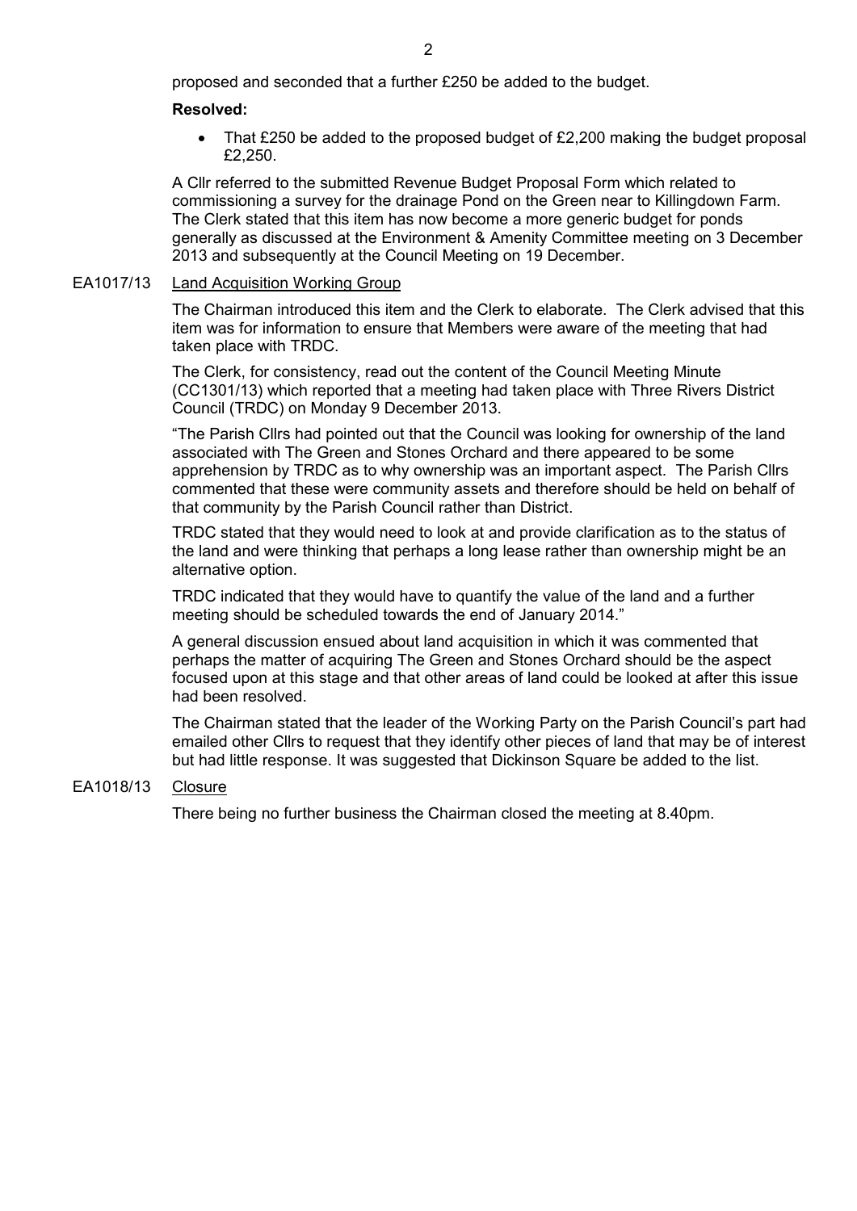proposed and seconded that a further £250 be added to the budget.

**Resolved:**

- That £250 be added to the proposed budget of £2,200 making the budget proposal £2,250.

A Cllr referred to the submitted Revenue Budget Proposal Form which related to commissioning a survey for the drainage Pond on the Green near to Killingdown Farm. The Clerk stated that this item has now become a more generic budget for ponds generally as discussed at the Environment & Amenity Committee meeting on 3 December 2013 and subsequently at the Council Meeting on 19 December.

EA1017/13 Land Acquisition Working Group

The Chairman introduced this item and the Clerk to elaborate. The Clerk advised that this item was for information to ensure that Members were aware of the meeting that had taken place with TRDC.

The Clerk, for consistency, read out the content of the Council Meeting Minute (CC1301/13) which reported that a meeting had taken place with Three Rivers District Council (TRDC) on Monday 9 December 2013.

"The Parish Cllrs had pointed out that the Council was looking for ownership of the land associated with The Green and Stones Orchard and there appeared to be some apprehension by TRDC as to why ownership was an important aspect. The Parish Cllrs commented that these were community assets and therefore should be held on behalf of that community by the Parish Council rather than District.

TRDC stated that they would need to look at and provide clarification as to the status of the land and were thinking that perhaps a long lease rather than ownership might be an alternative option.

TRDC indicated that they would have to quantify the value of the land and a further meeting should be scheduled towards the end of January 2014."

A general discussion ensued about land acquisition in which it was commented that perhaps the matter of acquiring The Green and Stones Orchard should be the aspect focused upon at this stage and that other areas of land could be looked at after this issue had been resolved.

The Chairman stated that the leader of the Working Party on the Parish Council's part had emailed other Cllrs to request that they identify other pieces of land that may be of interest but had little response. It was suggested that Dickinson Square be added to the list.

EA1018/13 Closure

There being no further business the Chairman closed the meeting at 8.40pm.